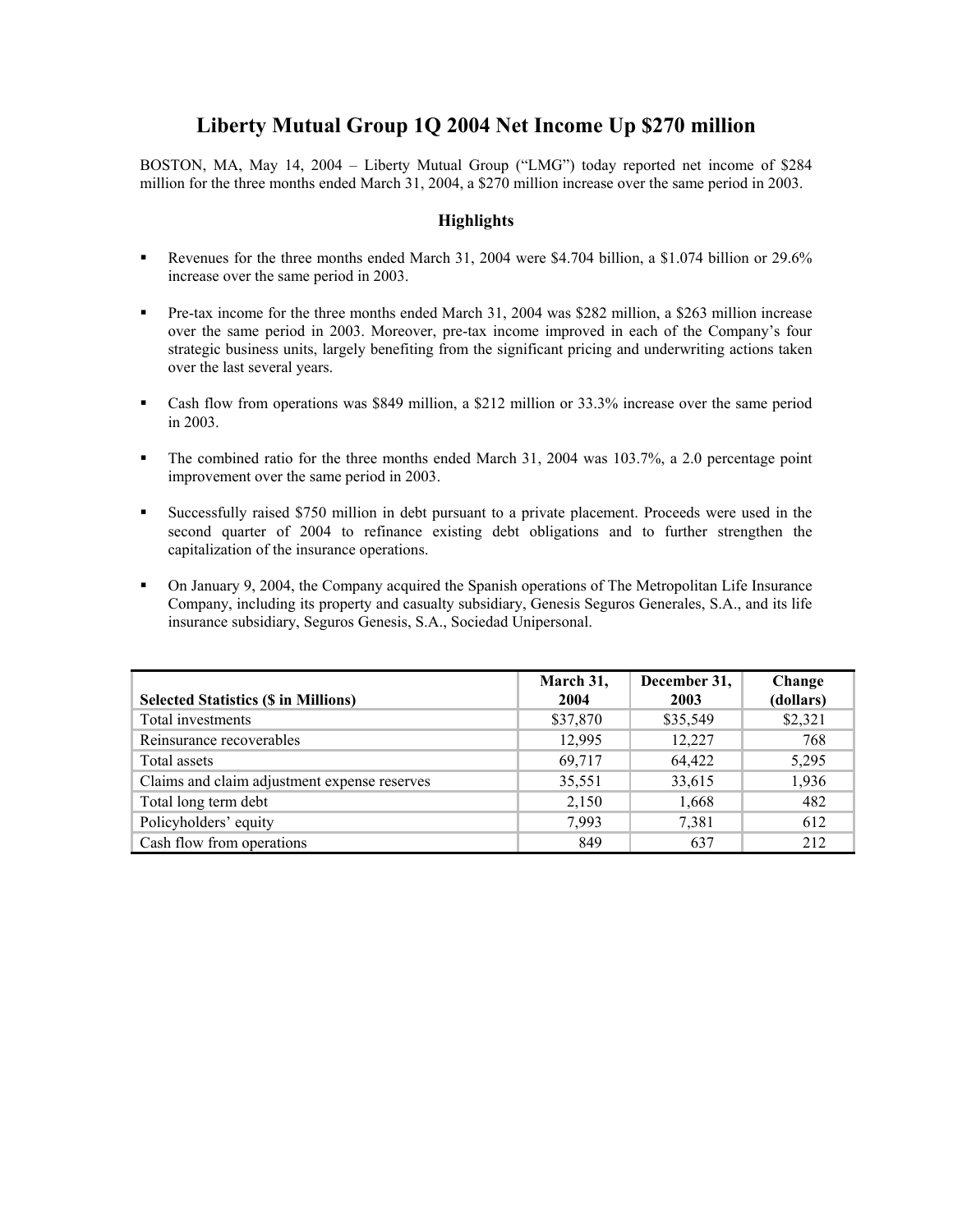# Liberty Mutual Group 1Q 2004 Net Income Up $270 million

BOSTON, MA, May 14, 2004 – Liberty Mutual Group ("LMG") today reported net income of $284 million for the three months ended March 31, 2004, a $270 million increase over the same period in 2003.

## Highlights

- Revenues for the three months ended March 31, 2004 were $4.704 billion, a $1.074 billion or 29.6% increase over the same period in 2003.
- Pre-tax income for the three months ended March 31, 2004 was $282 million, a $263 million increase over the same period in 2003. Moreover, pre-tax income improved in each of the Company's four strategic business units, largely benefiting from the significant pricing and underwriting actions taken over the last several years.
- Cash flow from operations was $849 million, a $212 million or 33.3% increase over the same period in 2003.
- The combined ratio for the three months ended March 31, 2004 was 103.7%, a 2.0 percentage point improvement over the same period in 2003.
- Successfully raised $750 million in debt pursuant to a private placement. Proceeds were used in the second quarter of 2004 to refinance existing debt obligations and to further strengthen the capitalization of the insurance operations.
- On January 9, 2004, the Company acquired the Spanish operations of The Metropolitan Life Insurance Company, including its property and casualty subsidiary, Genesis Seguros Generales, S.A., and its life insurance subsidiary, Seguros Genesis, S.A., Sociedad Unipersonal.

| Selected Statistics ($ in Millions) | March 31, 2004 | December 31, 2003 | Change (dollars) |
|---|---|---|---|
| Total investments | $37,870 | $35,549 | $2,321 |
| Reinsurance recoverables | 12,995 | 12,227 | 768 |
| Total assets | 69,717 | 64,422 | 5,295 |
| Claims and claim adjustment expense reserves | 35,551 | 33,615 | 1,936 |
| Total long term debt | 2,150 | 1,668 | 482 |
| Policyholders' equity | 7,993 | 7,381 | 612 |
| Cash flow from operations | 849 | 637 | 212 |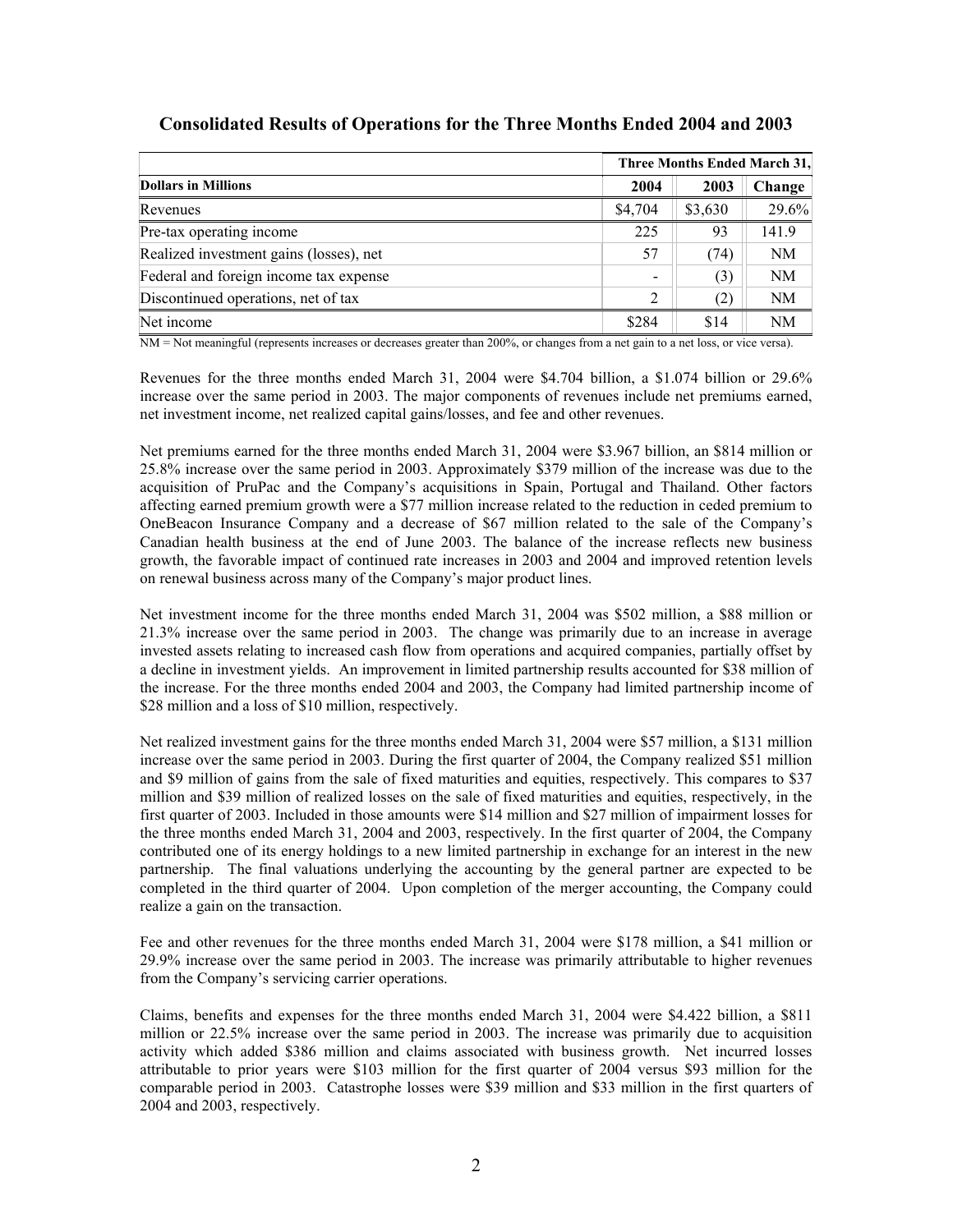## Consolidated Results of Operations for the Three Months Ended 2004 and 2003

| | Three Months Ended March 31, | | |
|---|---|---|---|
| **Dollars in Millions** | **2004** | **2003** | **Change** |
| Revenues | $4,704 | $3,630 | 29.6% |
| Pre-tax operating income | 225 | 93 | 141.9 |
| Realized investment gains (losses), net | 57 | (74) | NM |
| Federal and foreign income tax expense | - | (3) | NM |
| Discontinued operations, net of tax | 2 | (2) | NM |
| Net income | $284 | $14 | NM |

NM = Not meaningful (represents increases or decreases greater than 200%, or changes from a net gain to a net loss, or vice versa).

Revenues for the three months ended March 31, 2004 were $4.704 billion, a $1.074 billion or 29.6% increase over the same period in 2003. The major components of revenues include net premiums earned, net investment income, net realized capital gains/losses, and fee and other revenues.

Net premiums earned for the three months ended March 31, 2004 were $3.967 billion, an $814 million or 25.8% increase over the same period in 2003. Approximately $379 million of the increase was due to the acquisition of PruPac and the Company's acquisitions in Spain, Portugal and Thailand. Other factors affecting earned premium growth were a $77 million increase related to the reduction in ceded premium to OneBeacon Insurance Company and a decrease of $67 million related to the sale of the Company's Canadian health business at the end of June 2003. The balance of the increase reflects new business growth, the favorable impact of continued rate increases in 2003 and 2004 and improved retention levels on renewal business across many of the Company's major product lines.

Net investment income for the three months ended March 31, 2004 was $502 million, a $88 million or 21.3% increase over the same period in 2003. The change was primarily due to an increase in average invested assets relating to increased cash flow from operations and acquired companies, partially offset by a decline in investment yields. An improvement in limited partnership results accounted for $38 million of the increase. For the three months ended 2004 and 2003, the Company had limited partnership income of $28 million and a loss of $10 million, respectively.

Net realized investment gains for the three months ended March 31, 2004 were $57 million, a $131 million increase over the same period in 2003. During the first quarter of 2004, the Company realized $51 million and $9 million of gains from the sale of fixed maturities and equities, respectively. This compares to $37 million and $39 million of realized losses on the sale of fixed maturities and equities, respectively, in the first quarter of 2003. Included in those amounts were $14 million and $27 million of impairment losses for the three months ended March 31, 2004 and 2003, respectively. In the first quarter of 2004, the Company contributed one of its energy holdings to a new limited partnership in exchange for an interest in the new partnership. The final valuations underlying the accounting by the general partner are expected to be completed in the third quarter of 2004. Upon completion of the merger accounting, the Company could realize a gain on the transaction.

Fee and other revenues for the three months ended March 31, 2004 were $178 million, a $41 million or 29.9% increase over the same period in 2003. The increase was primarily attributable to higher revenues from the Company's servicing carrier operations.

Claims, benefits and expenses for the three months ended March 31, 2004 were $4.422 billion, a $811 million or 22.5% increase over the same period in 2003. The increase was primarily due to acquisition activity which added $386 million and claims associated with business growth. Net incurred losses attributable to prior years were $103 million for the first quarter of 2004 versus $93 million for the comparable period in 2003. Catastrophe losses were $39 million and $33 million in the first quarters of 2004 and 2003, respectively.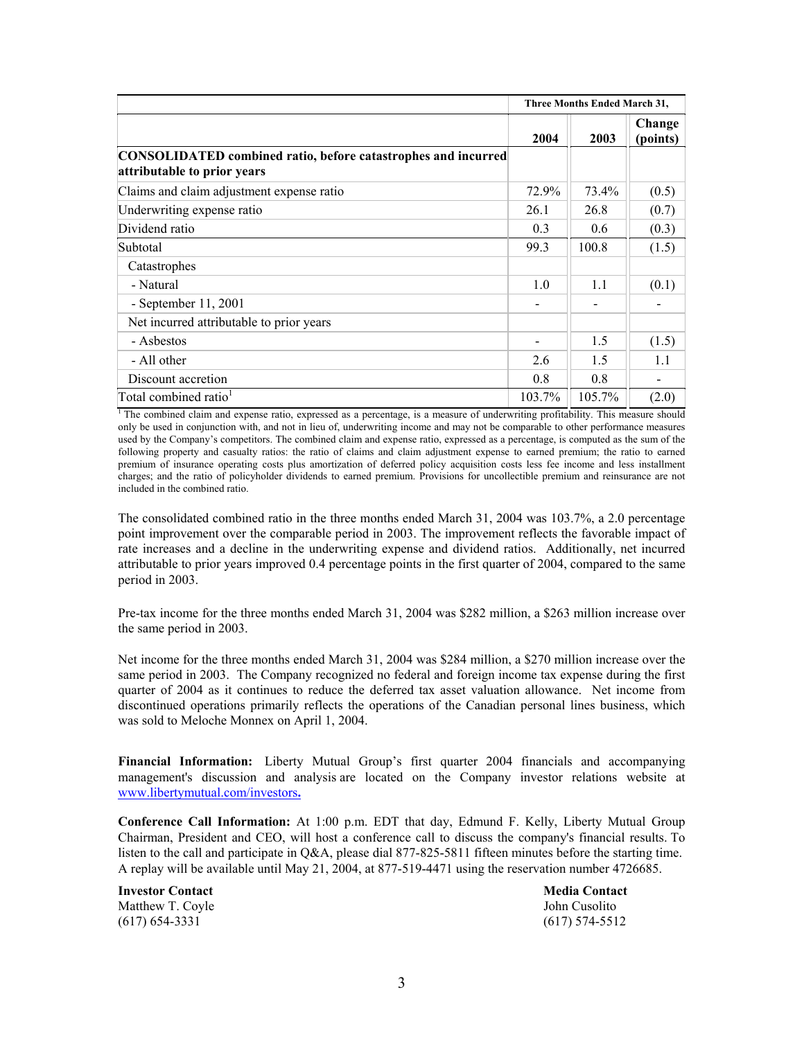| | Three Months Ended March 31, | | |
|---|---|---|---|
| | **2004** | **2003** | **Change (points)** |
| **CONSOLIDATED combined ratio, before catastrophes and incurred attributable to prior years** | | | |
| Claims and claim adjustment expense ratio | 72.9% | 73.4% | (0.5) |
| Underwriting expense ratio | 26.1 | 26.8 | (0.7) |
| Dividend ratio | 0.3 | 0.6 | (0.3) |
| Subtotal | 99.3 | 100.8 | (1.5) |
| Catastrophes | | | |
| - Natural | 1.0 | 1.1 | (0.1) |
| - September 11, 2001 | - | - | - |
| Net incurred attributable to prior years | | | |
| - Asbestos | - | 1.5 | (1.5) |
| - All other | 2.6 | 1.5 | 1.1 |
| Discount accretion | 0.8 | 0.8 | - |
| Total combined ratio[1] | 103.7% | 105.7% | (2.0) |

[1] The combined claim and expense ratio, expressed as a percentage, is a measure of underwriting profitability. This measure should only be used in conjunction with, and not in lieu of, underwriting income and may not be comparable to other performance measures used by the Company's competitors. The combined claim and expense ratio, expressed as a percentage, is computed as the sum of the following property and casualty ratios: the ratio of claims and claim adjustment expense to earned premium; the ratio to earned premium of insurance operating costs plus amortization of deferred policy acquisition costs less fee income and less installment charges; and the ratio of policyholder dividends to earned premium. Provisions for uncollectible premium and reinsurance are not included in the combined ratio.

The consolidated combined ratio in the three months ended March 31, 2004 was 103.7%, a 2.0 percentage point improvement over the comparable period in 2003. The improvement reflects the favorable impact of rate increases and a decline in the underwriting expense and dividend ratios. Additionally, net incurred attributable to prior years improved 0.4 percentage points in the first quarter of 2004, compared to the same period in 2003.

Pre-tax income for the three months ended March 31, 2004 was $282 million, a $263 million increase over the same period in 2003.

Net income for the three months ended March 31, 2004 was $284 million, a $270 million increase over the same period in 2003. The Company recognized no federal and foreign income tax expense during the first quarter of 2004 as it continues to reduce the deferred tax asset valuation allowance. Net income from discontinued operations primarily reflects the operations of the Canadian personal lines business, which was sold to Meloche Monnex on April 1, 2004.

**Financial Information:** Liberty Mutual Group's first quarter 2004 financials and accompanying management's discussion and analysis are located on the Company investor relations website at www.libertymutual.com/investors**.**

**Conference Call Information:** At 1:00 p.m. EDT that day, Edmund F. Kelly, Liberty Mutual Group Chairman, President and CEO, will host a conference call to discuss the company's financial results. To listen to the call and participate in Q&A, please dial 877-825-5811 fifteen minutes before the starting time. A replay will be available until May 21, 2004, at 877-519-4471 using the reservation number 4726685.

**Investor Contact**
Matthew T. Coyle
(617) 654-3331

**Media Contact**
John Cusolito
(617) 574-5512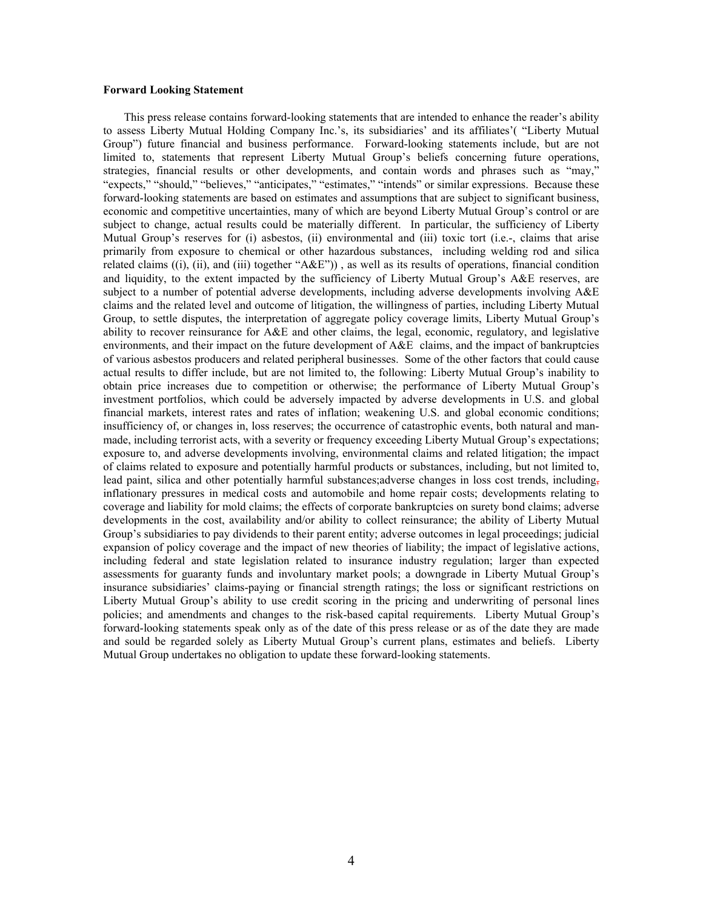**Forward Looking Statement**

This press release contains forward-looking statements that are intended to enhance the reader's ability to assess Liberty Mutual Holding Company Inc.'s, its subsidiaries' and its affiliates'( "Liberty Mutual Group") future financial and business performance. Forward-looking statements include, but are not limited to, statements that represent Liberty Mutual Group's beliefs concerning future operations, strategies, financial results or other developments, and contain words and phrases such as "may," "expects," "should," "believes," "anticipates," "estimates," "intends" or similar expressions. Because these forward-looking statements are based on estimates and assumptions that are subject to significant business, economic and competitive uncertainties, many of which are beyond Liberty Mutual Group's control or are subject to change, actual results could be materially different. In particular, the sufficiency of Liberty Mutual Group's reserves for (i) asbestos, (ii) environmental and (iii) toxic tort (i.e.-, claims that arise primarily from exposure to chemical or other hazardous substances, including welding rod and silica related claims ((i), (ii), and (iii) together "A&E")) , as well as its results of operations, financial condition and liquidity, to the extent impacted by the sufficiency of Liberty Mutual Group's A&E reserves, are subject to a number of potential adverse developments, including adverse developments involving A&E claims and the related level and outcome of litigation, the willingness of parties, including Liberty Mutual Group, to settle disputes, the interpretation of aggregate policy coverage limits, Liberty Mutual Group's ability to recover reinsurance for A&E and other claims, the legal, economic, regulatory, and legislative environments, and their impact on the future development of A&E claims, and the impact of bankruptcies of various asbestos producers and related peripheral businesses. Some of the other factors that could cause actual results to differ include, but are not limited to, the following: Liberty Mutual Group's inability to obtain price increases due to competition or otherwise; the performance of Liberty Mutual Group's investment portfolios, which could be adversely impacted by adverse developments in U.S. and global financial markets, interest rates and rates of inflation; weakening U.S. and global economic conditions; insufficiency of, or changes in, loss reserves; the occurrence of catastrophic events, both natural and man-made, including terrorist acts, with a severity or frequency exceeding Liberty Mutual Group's expectations; exposure to, and adverse developments involving, environmental claims and related litigation; the impact of claims related to exposure and potentially harmful products or substances, including, but not limited to, lead paint, silica and other potentially harmful substances;adverse changes in loss cost trends, including, inflationary pressures in medical costs and automobile and home repair costs; developments relating to coverage and liability for mold claims; the effects of corporate bankruptcies on surety bond claims; adverse developments in the cost, availability and/or ability to collect reinsurance; the ability of Liberty Mutual Group's subsidiaries to pay dividends to their parent entity; adverse outcomes in legal proceedings; judicial expansion of policy coverage and the impact of new theories of liability; the impact of legislative actions, including federal and state legislation related to insurance industry regulation; larger than expected assessments for guaranty funds and involuntary market pools; a downgrade in Liberty Mutual Group's insurance subsidiaries' claims-paying or financial strength ratings; the loss or significant restrictions on Liberty Mutual Group's ability to use credit scoring in the pricing and underwriting of personal lines policies; and amendments and changes to the risk-based capital requirements. Liberty Mutual Group's forward-looking statements speak only as of the date of this press release or as of the date they are made and sould be regarded solely as Liberty Mutual Group's current plans, estimates and beliefs. Liberty Mutual Group undertakes no obligation to update these forward-looking statements.